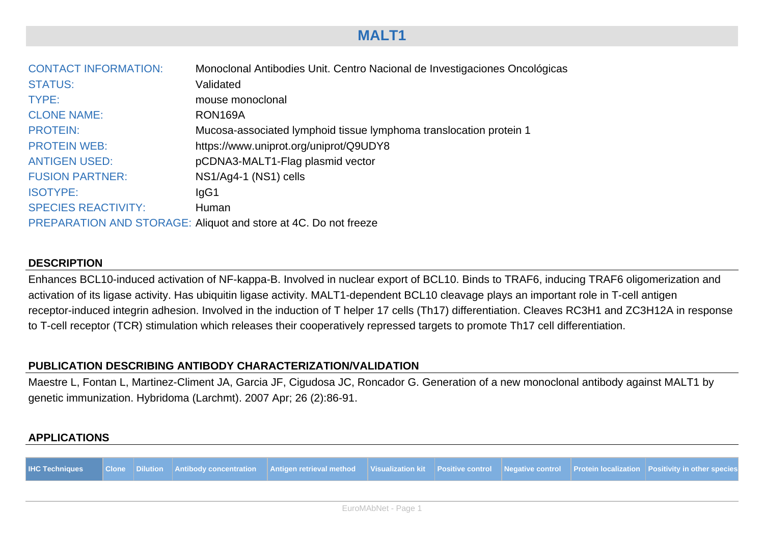# MALT1

| | |
|---|---|
| CONTACT INFORMATION: | Monoclonal Antibodies Unit. Centro Nacional de Investigaciones Oncológicas |
| STATUS: | Validated |
| TYPE: | mouse monoclonal |
| CLONE NAME: | RON169A |
| PROTEIN: | Mucosa-associated lymphoid tissue lymphoma translocation protein 1 |
| PROTEIN WEB: | https://www.uniprot.org/uniprot/Q9UDY8 |
| ANTIGEN USED: | pCDNA3-MALT1-Flag plasmid vector |
| FUSION PARTNER: | NS1/Ag4-1 (NS1) cells |
| ISOTYPE: | IgG1 |
| SPECIES REACTIVITY: | Human |
| PREPARATION AND STORAGE: | Aliquot and store at 4C. Do not freeze |

## DESCRIPTION

Enhances BCL10-induced activation of NF-kappa-B. Involved in nuclear export of BCL10. Binds to TRAF6, inducing TRAF6 oligomerization and activation of its ligase activity. Has ubiquitin ligase activity. MALT1-dependent BCL10 cleavage plays an important role in T-cell antigen receptor-induced integrin adhesion. Involved in the induction of T helper 17 cells (Th17) differentiation. Cleaves RC3H1 and ZC3H12A in response to T-cell receptor (TCR) stimulation which releases their cooperatively repressed targets to promote Th17 cell differentiation.

## PUBLICATION DESCRIBING ANTIBODY CHARACTERIZATION/VALIDATION

Maestre L, Fontan L, Martinez-Climent JA, Garcia JF, Cigudosa JC, Roncador G. Generation of a new monoclonal antibody against MALT1 by genetic immunization. Hybridoma (Larchmt). 2007 Apr; 26 (2):86-91.

## APPLICATIONS

| IHC Techniques | Clone | Dilution | Antibody concentration | Antigen retrieval method | Visualization kit | Positive control | Negative control | Protein localization | Positivity in other species |
|---|---|---|---|---|---|---|---|---|---|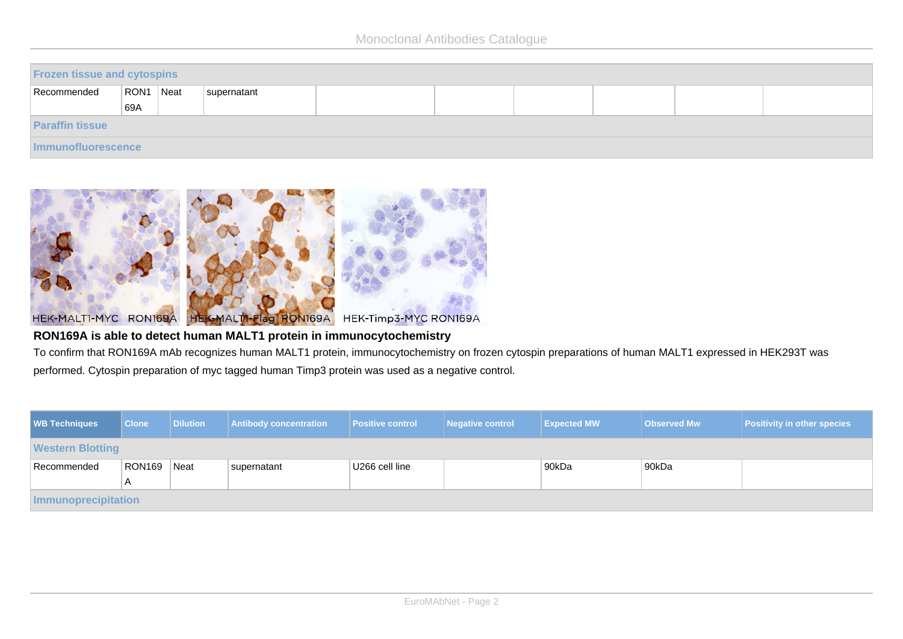| | | | | | | | | |
|---|---|---|---|---|---|---|---|---|
| **Frozen tissue and cytospins** | | | | | | | | |
| Recommended | RON169A | Neat | supernatant | | | | | |
| **Paraffin tissue** | | | | | | | | |
| **Immunofluorescence** | | | | | | | | |

HEK-MALT1-MYC RON169A HEK-MALT1-Flag RON169A HEK-Timp3-MYC RON169A

**RON169A is able to detect human MALT1 protein in immunocytochemistry**

To confirm that RON169A mAb recognizes human MALT1 protein, immunocytochemistry on frozen cytospin preparations of human MALT1 expressed in HEK293T was performed. Cytospin preparation of myc tagged human Timp3 protein was used as a negative control.

| WB Techniques | Clone | Dilution | Antibody concentration | Positive control | Negative control | Expected MW | Observed Mw | Positivity in other species |
|---|---|---|---|---|---|---|---|---|
| **Western Blotting** | | | | | | | | |
| Recommended | RON169A | Neat | supernatant | U266 cell line | | 90kDa | 90kDa | |
| **Immunoprecipitation** | | | | | | | | |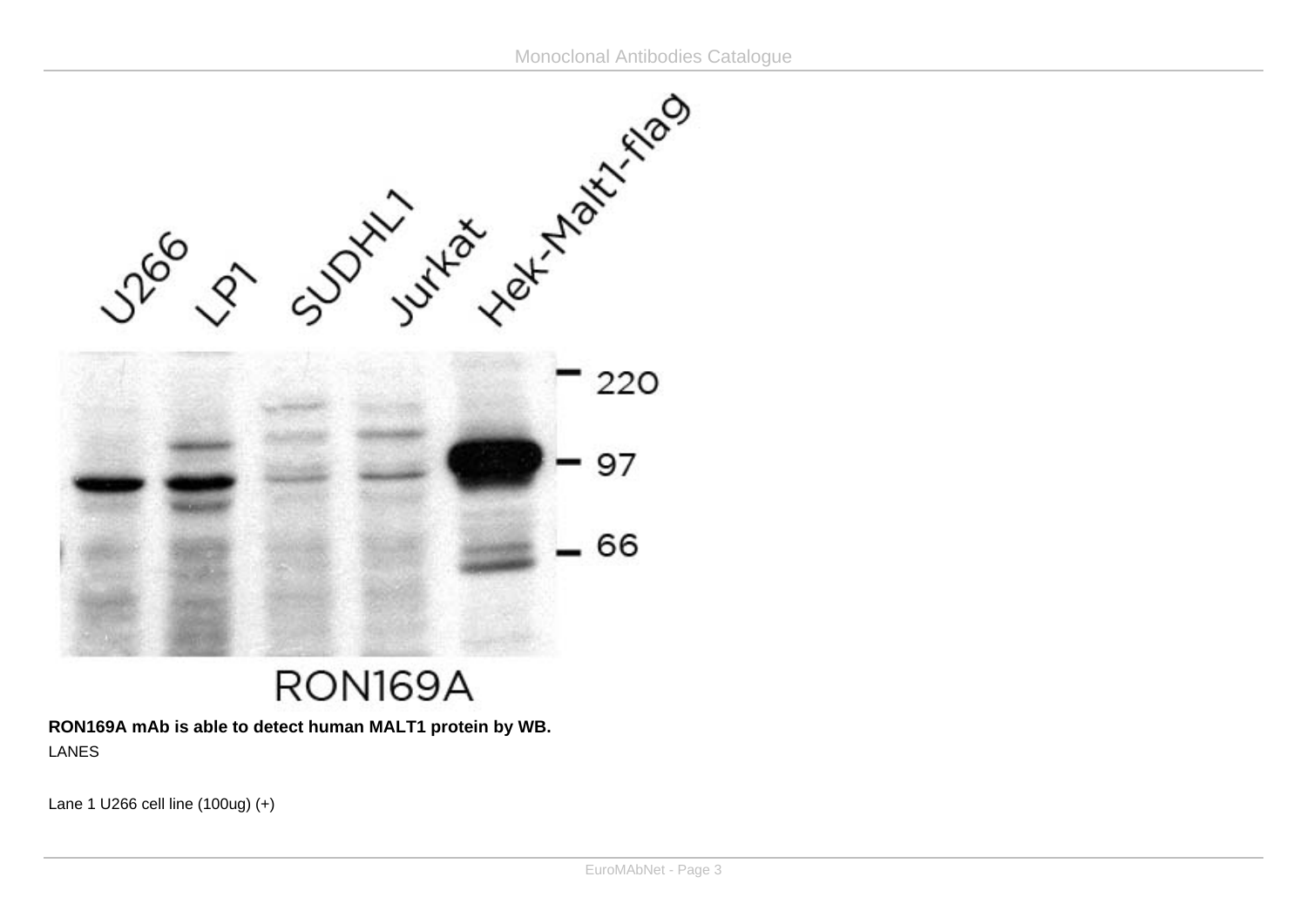**RON169A mAb is able to detect human MALT1 protein by WB.**

LANES

Lane 1 U266 cell line (100ug) (+)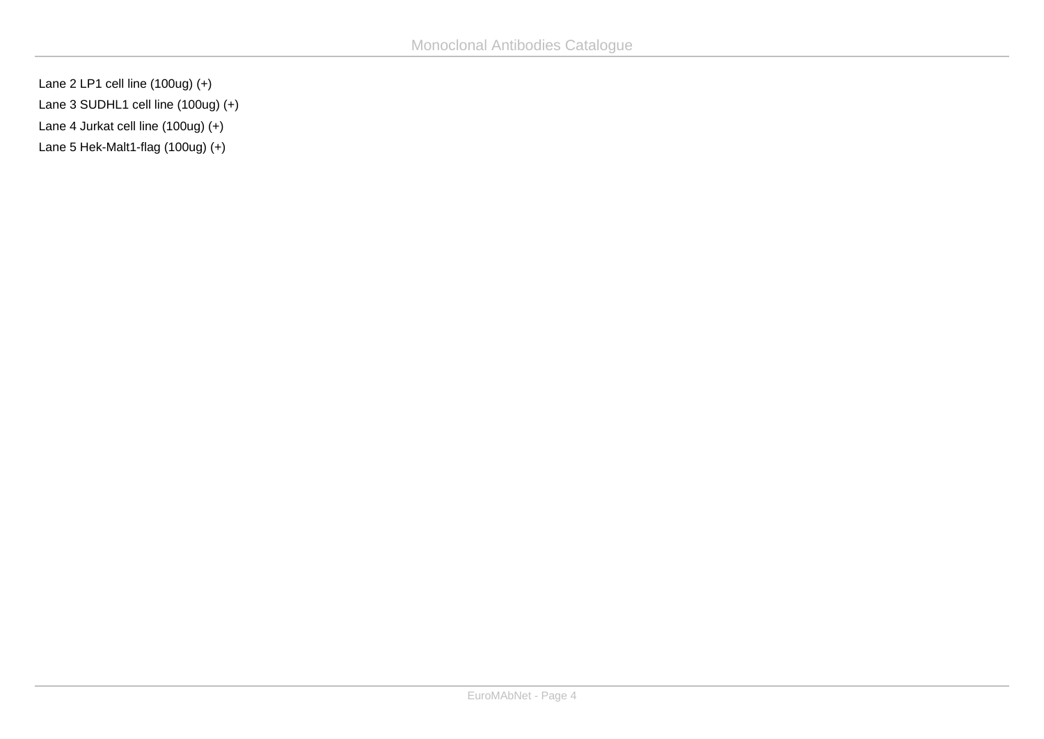Lane 2 LP1 cell line (100ug) (+)

Lane 3 SUDHL1 cell line (100ug) (+)

Lane 4 Jurkat cell line (100ug) (+)

Lane 5 Hek-Malt1-flag (100ug) (+)